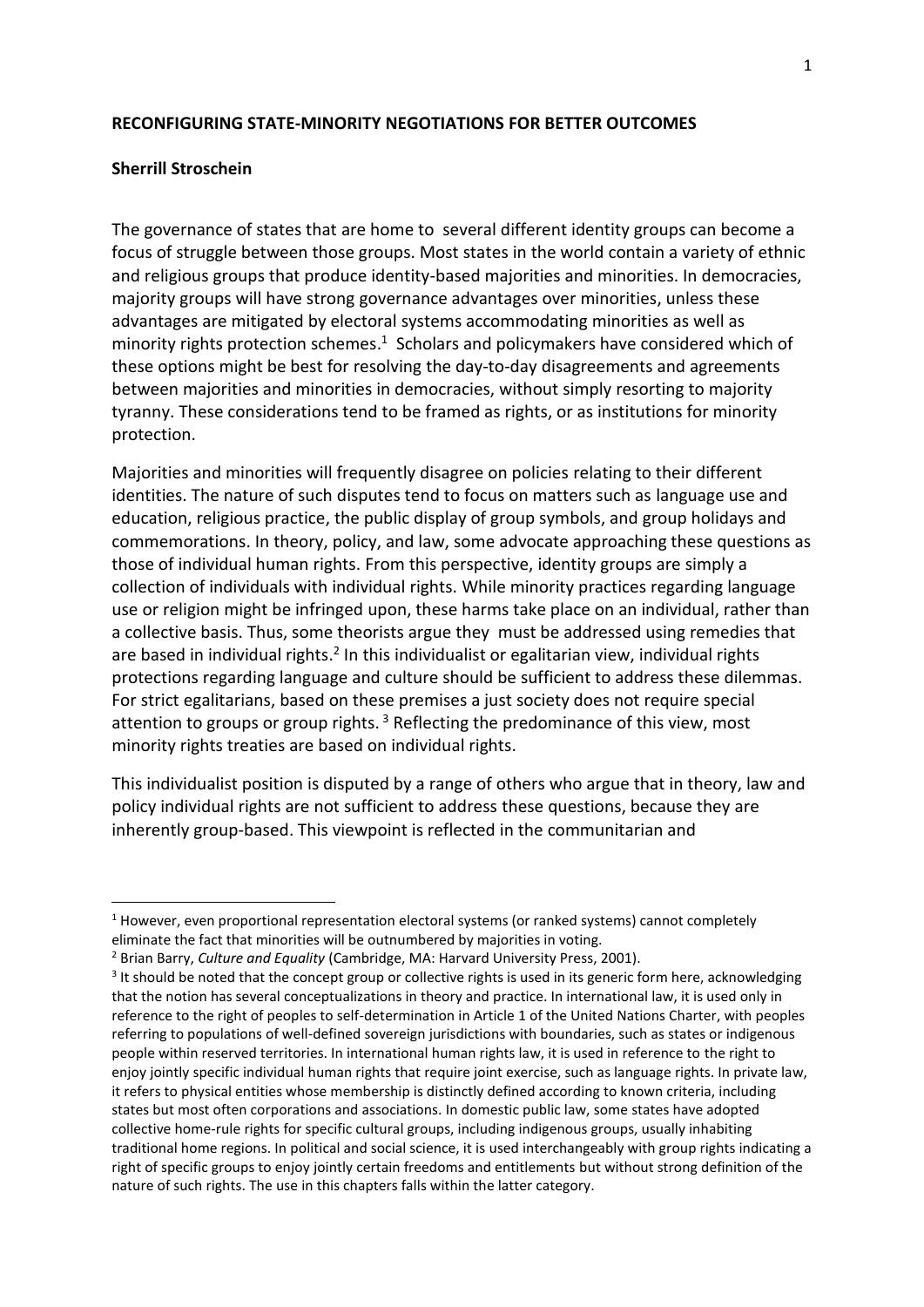# RECONFIGURING STATE-MINORITY NEGOTIATIONS FOR BETTER OUTCOMES

**Sherrill Stroschein**

The governance of states that are home to several different identity groups can become a focus of struggle between those groups. Most states in the world contain a variety of ethnic and religious groups that produce identity-based majorities and minorities. In democracies, majority groups will have strong governance advantages over minorities, unless these advantages are mitigated by electoral systems accommodating minorities as well as minority rights protection schemes.[1] Scholars and policymakers have considered which of these options might be best for resolving the day-to-day disagreements and agreements between majorities and minorities in democracies, without simply resorting to majority tyranny. These considerations tend to be framed as rights, or as institutions for minority protection.

Majorities and minorities will frequently disagree on policies relating to their different identities. The nature of such disputes tend to focus on matters such as language use and education, religious practice, the public display of group symbols, and group holidays and commemorations. In theory, policy, and law, some advocate approaching these questions as those of individual human rights. From this perspective, identity groups are simply a collection of individuals with individual rights. While minority practices regarding language use or religion might be infringed upon, these harms take place on an individual, rather than a collective basis. Thus, some theorists argue they must be addressed using remedies that are based in individual rights.[2] In this individualist or egalitarian view, individual rights protections regarding language and culture should be sufficient to address these dilemmas. For strict egalitarians, based on these premises a just society does not require special attention to groups or group rights.[3] Reflecting the predominance of this view, most minority rights treaties are based on individual rights.

This individualist position is disputed by a range of others who argue that in theory, law and policy individual rights are not sufficient to address these questions, because they are inherently group-based. This viewpoint is reflected in the communitarian and

---

[1] However, even proportional representation electoral systems (or ranked systems) cannot completely eliminate the fact that minorities will be outnumbered by majorities in voting.

[2] Brian Barry, *Culture and Equality* (Cambridge, MA: Harvard University Press, 2001).

[3] It should be noted that the concept group or collective rights is used in its generic form here, acknowledging that the notion has several conceptualizations in theory and practice. In international law, it is used only in reference to the right of peoples to self-determination in Article 1 of the United Nations Charter, with peoples referring to populations of well-defined sovereign jurisdictions with boundaries, such as states or indigenous people within reserved territories. In international human rights law, it is used in reference to the right to enjoy jointly specific individual human rights that require joint exercise, such as language rights. In private law, it refers to physical entities whose membership is distinctly defined according to known criteria, including states but most often corporations and associations. In domestic public law, some states have adopted collective home-rule rights for specific cultural groups, including indigenous groups, usually inhabiting traditional home regions. In political and social science, it is used interchangeably with group rights indicating a right of specific groups to enjoy jointly certain freedoms and entitlements but without strong definition of the nature of such rights. The use in this chapters falls within the latter category.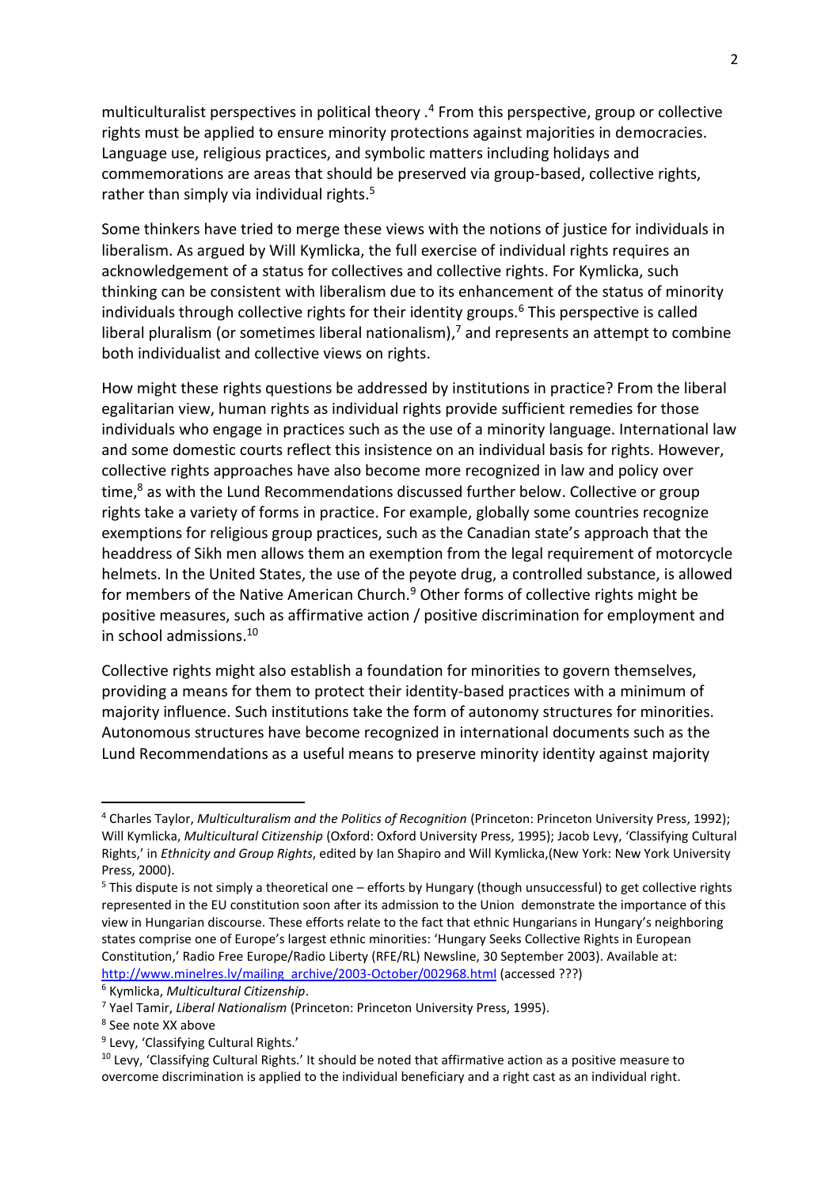multiculturalist perspectives in political theory .[4] From this perspective, group or collective rights must be applied to ensure minority protections against majorities in democracies. Language use, religious practices, and symbolic matters including holidays and commemorations are areas that should be preserved via group-based, collective rights, rather than simply via individual rights.[5]

Some thinkers have tried to merge these views with the notions of justice for individuals in liberalism. As argued by Will Kymlicka, the full exercise of individual rights requires an acknowledgement of a status for collectives and collective rights. For Kymlicka, such thinking can be consistent with liberalism due to its enhancement of the status of minority individuals through collective rights for their identity groups.[6] This perspective is called liberal pluralism (or sometimes liberal nationalism),[7] and represents an attempt to combine both individualist and collective views on rights.

How might these rights questions be addressed by institutions in practice? From the liberal egalitarian view, human rights as individual rights provide sufficient remedies for those individuals who engage in practices such as the use of a minority language. International law and some domestic courts reflect this insistence on an individual basis for rights. However, collective rights approaches have also become more recognized in law and policy over time,[8] as with the Lund Recommendations discussed further below. Collective or group rights take a variety of forms in practice. For example, globally some countries recognize exemptions for religious group practices, such as the Canadian state's approach that the headdress of Sikh men allows them an exemption from the legal requirement of motorcycle helmets. In the United States, the use of the peyote drug, a controlled substance, is allowed for members of the Native American Church.[9] Other forms of collective rights might be positive measures, such as affirmative action / positive discrimination for employment and in school admissions.[10]

Collective rights might also establish a foundation for minorities to govern themselves, providing a means for them to protect their identity-based practices with a minimum of majority influence. Such institutions take the form of autonomy structures for minorities. Autonomous structures have become recognized in international documents such as the Lund Recommendations as a useful means to preserve minority identity against majority

---

[4] Charles Taylor, *Multiculturalism and the Politics of Recognition* (Princeton: Princeton University Press, 1992); Will Kymlicka, *Multicultural Citizenship* (Oxford: Oxford University Press, 1995); Jacob Levy, 'Classifying Cultural Rights,' in *Ethnicity and Group Rights*, edited by Ian Shapiro and Will Kymlicka,(New York: New York University Press, 2000).

[5] This dispute is not simply a theoretical one – efforts by Hungary (though unsuccessful) to get collective rights represented in the EU constitution soon after its admission to the Union demonstrate the importance of this view in Hungarian discourse. These efforts relate to the fact that ethnic Hungarians in Hungary's neighboring states comprise one of Europe's largest ethnic minorities: 'Hungary Seeks Collective Rights in European Constitution,' Radio Free Europe/Radio Liberty (RFE/RL) Newsline, 30 September 2003). Available at: http://www.minelres.lv/mailing_archive/2003-October/002968.html (accessed ???)

[6] Kymlicka, *Multicultural Citizenship*.

[7] Yael Tamir, *Liberal Nationalism* (Princeton: Princeton University Press, 1995).

[8] See note XX above

[9] Levy, 'Classifying Cultural Rights.'

[10] Levy, 'Classifying Cultural Rights.' It should be noted that affirmative action as a positive measure to overcome discrimination is applied to the individual beneficiary and a right cast as an individual right.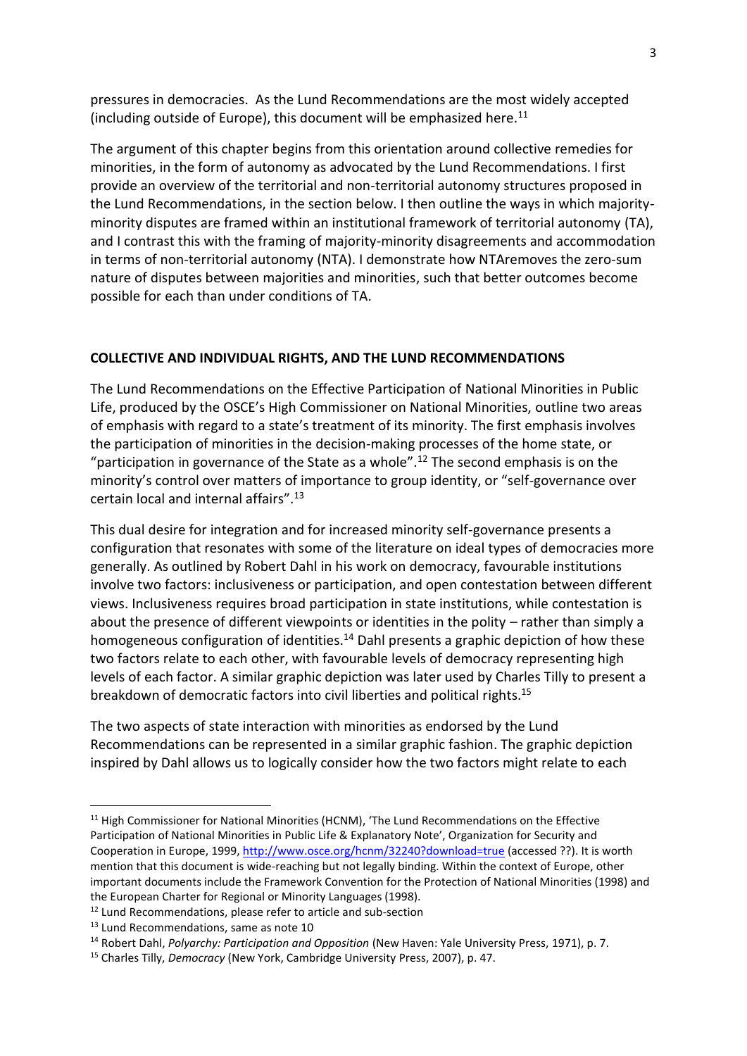pressures in democracies. As the Lund Recommendations are the most widely accepted (including outside of Europe), this document will be emphasized here.[11]

The argument of this chapter begins from this orientation around collective remedies for minorities, in the form of autonomy as advocated by the Lund Recommendations. I first provide an overview of the territorial and non-territorial autonomy structures proposed in the Lund Recommendations, in the section below. I then outline the ways in which majority-minority disputes are framed within an institutional framework of territorial autonomy (TA), and I contrast this with the framing of majority-minority disagreements and accommodation in terms of non-territorial autonomy (NTA). I demonstrate how NTAremoves the zero-sum nature of disputes between majorities and minorities, such that better outcomes become possible for each than under conditions of TA.

## COLLECTIVE AND INDIVIDUAL RIGHTS, AND THE LUND RECOMMENDATIONS

The Lund Recommendations on the Effective Participation of National Minorities in Public Life, produced by the OSCE's High Commissioner on National Minorities, outline two areas of emphasis with regard to a state's treatment of its minority. The first emphasis involves the participation of minorities in the decision-making processes of the home state, or "participation in governance of the State as a whole".[12] The second emphasis is on the minority's control over matters of importance to group identity, or "self-governance over certain local and internal affairs".[13]

This dual desire for integration and for increased minority self-governance presents a configuration that resonates with some of the literature on ideal types of democracies more generally. As outlined by Robert Dahl in his work on democracy, favourable institutions involve two factors: inclusiveness or participation, and open contestation between different views. Inclusiveness requires broad participation in state institutions, while contestation is about the presence of different viewpoints or identities in the polity – rather than simply a homogeneous configuration of identities.[14] Dahl presents a graphic depiction of how these two factors relate to each other, with favourable levels of democracy representing high levels of each factor. A similar graphic depiction was later used by Charles Tilly to present a breakdown of democratic factors into civil liberties and political rights.[15]

The two aspects of state interaction with minorities as endorsed by the Lund Recommendations can be represented in a similar graphic fashion. The graphic depiction inspired by Dahl allows us to logically consider how the two factors might relate to each

---

[11] High Commissioner for National Minorities (HCNM), 'The Lund Recommendations on the Effective Participation of National Minorities in Public Life & Explanatory Note', Organization for Security and Cooperation in Europe, 1999, http://www.osce.org/hcnm/32240?download=true (accessed ??). It is worth mention that this document is wide-reaching but not legally binding. Within the context of Europe, other important documents include the Framework Convention for the Protection of National Minorities (1998) and the European Charter for Regional or Minority Languages (1998).

[12] Lund Recommendations, please refer to article and sub-section

[13] Lund Recommendations, same as note 10

[14] Robert Dahl, *Polyarchy: Participation and Opposition* (New Haven: Yale University Press, 1971), p. 7.

[15] Charles Tilly, *Democracy* (New York, Cambridge University Press, 2007), p. 47.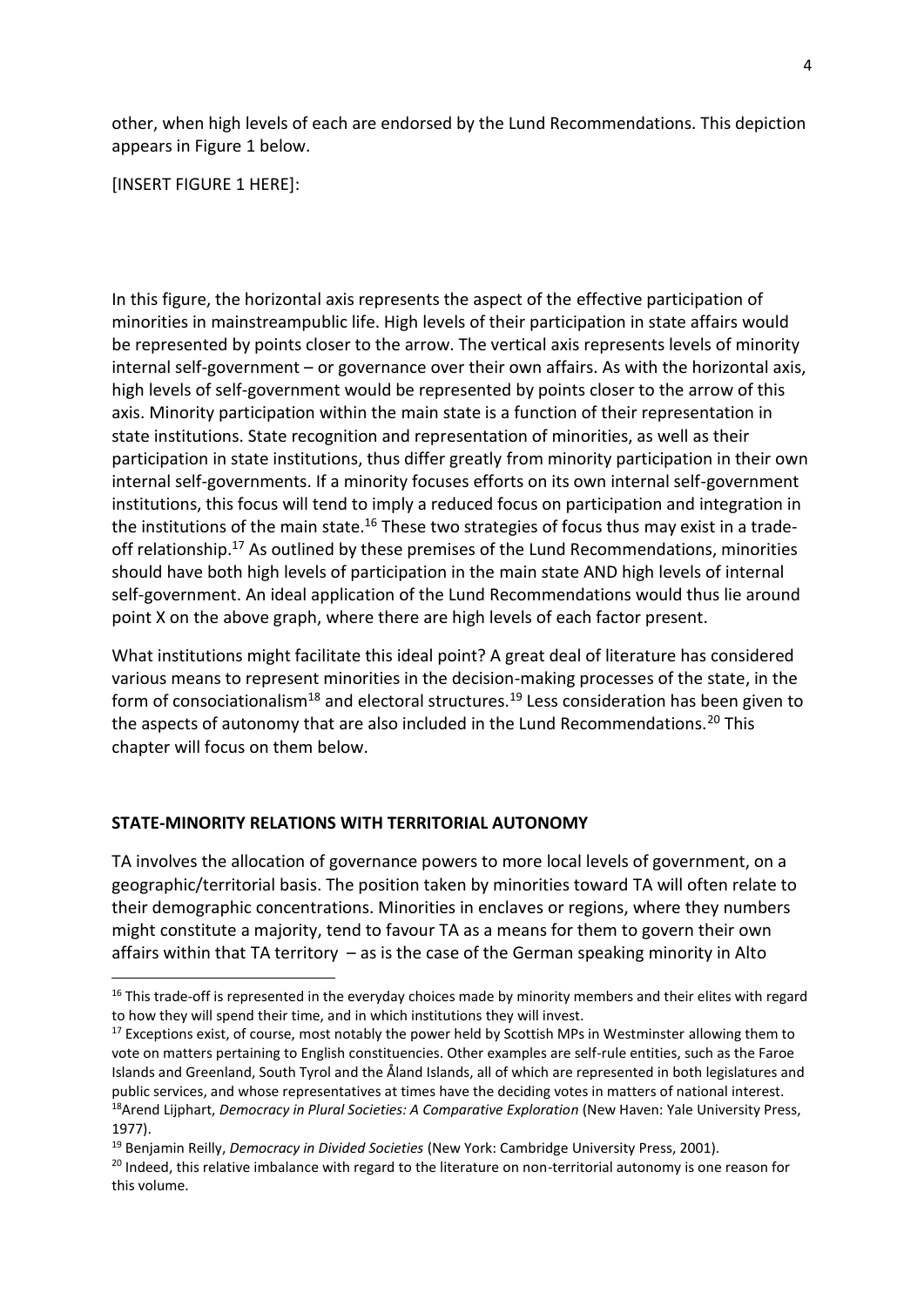other, when high levels of each are endorsed by the Lund Recommendations. This depiction appears in Figure 1 below.

[INSERT FIGURE 1 HERE]:

In this figure, the horizontal axis represents the aspect of the effective participation of minorities in mainstreampublic life. High levels of their participation in state affairs would be represented by points closer to the arrow. The vertical axis represents levels of minority internal self-government – or governance over their own affairs. As with the horizontal axis, high levels of self-government would be represented by points closer to the arrow of this axis. Minority participation within the main state is a function of their representation in state institutions. State recognition and representation of minorities, as well as their participation in state institutions, thus differ greatly from minority participation in their own internal self-governments. If a minority focuses efforts on its own internal self-government institutions, this focus will tend to imply a reduced focus on participation and integration in the institutions of the main state.[16] These two strategies of focus thus may exist in a trade-off relationship.[17] As outlined by these premises of the Lund Recommendations, minorities should have both high levels of participation in the main state AND high levels of internal self-government. An ideal application of the Lund Recommendations would thus lie around point X on the above graph, where there are high levels of each factor present.

What institutions might facilitate this ideal point? A great deal of literature has considered various means to represent minorities in the decision-making processes of the state, in the form of consociationalism[18] and electoral structures.[19] Less consideration has been given to the aspects of autonomy that are also included in the Lund Recommendations.[20] This chapter will focus on them below.

## STATE-MINORITY RELATIONS WITH TERRITORIAL AUTONOMY

TA involves the allocation of governance powers to more local levels of government, on a geographic/territorial basis. The position taken by minorities toward TA will often relate to their demographic concentrations. Minorities in enclaves or regions, where they numbers might constitute a majority, tend to favour TA as a means for them to govern their own affairs within that TA territory – as is the case of the German speaking minority in Alto

---

[16] This trade-off is represented in the everyday choices made by minority members and their elites with regard to how they will spend their time, and in which institutions they will invest.

[17] Exceptions exist, of course, most notably the power held by Scottish MPs in Westminster allowing them to vote on matters pertaining to English constituencies. Other examples are self-rule entities, such as the Faroe Islands and Greenland, South Tyrol and the Åland Islands, all of which are represented in both legislatures and public services, and whose representatives at times have the deciding votes in matters of national interest.

[18] Arend Lijphart, *Democracy in Plural Societies: A Comparative Exploration* (New Haven: Yale University Press, 1977).

[19] Benjamin Reilly, *Democracy in Divided Societies* (New York: Cambridge University Press, 2001).

[20] Indeed, this relative imbalance with regard to the literature on non-territorial autonomy is one reason for this volume.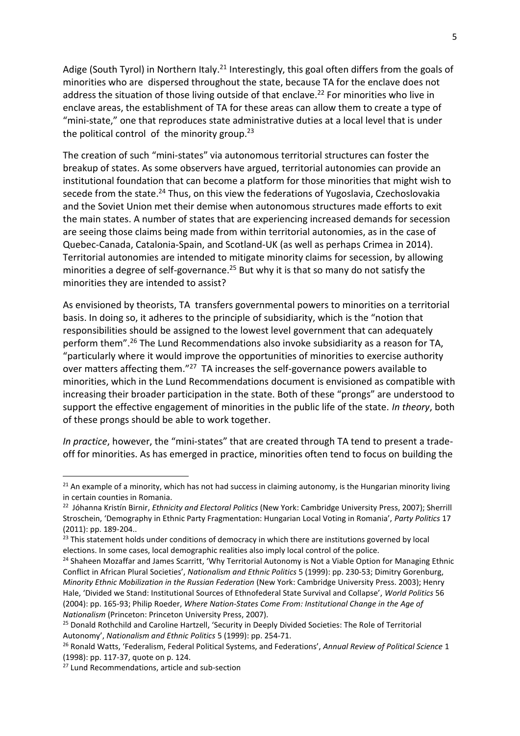Adige (South Tyrol) in Northern Italy.[21] Interestingly, this goal often differs from the goals of minorities who are dispersed throughout the state, because TA for the enclave does not address the situation of those living outside of that enclave.[22] For minorities who live in enclave areas, the establishment of TA for these areas can allow them to create a type of "mini-state," one that reproduces state administrative duties at a local level that is under the political control of the minority group.[23]

The creation of such "mini-states" via autonomous territorial structures can foster the breakup of states. As some observers have argued, territorial autonomies can provide an institutional foundation that can become a platform for those minorities that might wish to secede from the state.[24] Thus, on this view the federations of Yugoslavia, Czechoslovakia and the Soviet Union met their demise when autonomous structures made efforts to exit the main states. A number of states that are experiencing increased demands for secession are seeing those claims being made from within territorial autonomies, as in the case of Quebec-Canada, Catalonia-Spain, and Scotland-UK (as well as perhaps Crimea in 2014). Territorial autonomies are intended to mitigate minority claims for secession, by allowing minorities a degree of self-governance.[25] But why it is that so many do not satisfy the minorities they are intended to assist?

As envisioned by theorists, TA transfers governmental powers to minorities on a territorial basis. In doing so, it adheres to the principle of subsidiarity, which is the "notion that responsibilities should be assigned to the lowest level government that can adequately perform them".[26] The Lund Recommendations also invoke subsidiarity as a reason for TA, "particularly where it would improve the opportunities of minorities to exercise authority over matters affecting them."[27] TA increases the self-governance powers available to minorities, which in the Lund Recommendations document is envisioned as compatible with increasing their broader participation in the state. Both of these "prongs" are understood to support the effective engagement of minorities in the public life of the state. *In theory*, both of these prongs should be able to work together.

*In practice*, however, the "mini-states" that are created through TA tend to present a trade-off for minorities. As has emerged in practice, minorities often tend to focus on building the

---

[21] An example of a minority, which has not had success in claiming autonomy, is the Hungarian minority living in certain counties in Romania.

[22] Jóhanna Kristín Birnir, *Ethnicity and Electoral Politics* (New York: Cambridge University Press, 2007); Sherrill Stroschein, 'Demography in Ethnic Party Fragmentation: Hungarian Local Voting in Romania', *Party Politics* 17 (2011): pp. 189-204..

[23] This statement holds under conditions of democracy in which there are institutions governed by local elections. In some cases, local demographic realities also imply local control of the police.

[24] Shaheen Mozaffar and James Scarritt, 'Why Territorial Autonomy is Not a Viable Option for Managing Ethnic Conflict in African Plural Societies', *Nationalism and Ethnic Politics* 5 (1999): pp. 230-53; Dimitry Gorenburg, *Minority Ethnic Mobilization in the Russian Federation* (New York: Cambridge University Press. 2003); Henry Hale, 'Divided we Stand: Institutional Sources of Ethnofederal State Survival and Collapse', *World Politics* 56 (2004): pp. 165-93; Philip Roeder, *Where Nation-States Come From: Institutional Change in the Age of Nationalism* (Princeton: Princeton University Press, 2007).

[25] Donald Rothchild and Caroline Hartzell, 'Security in Deeply Divided Societies: The Role of Territorial Autonomy', *Nationalism and Ethnic Politics* 5 (1999): pp. 254-71.

[26] Ronald Watts, 'Federalism, Federal Political Systems, and Federations', *Annual Review of Political Science* 1 (1998): pp. 117-37, quote on p. 124.

[27] Lund Recommendations, article and sub-section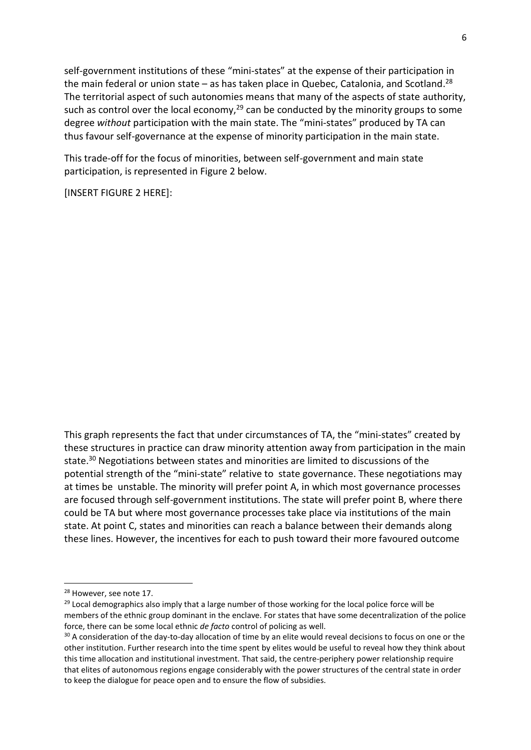self-government institutions of these "mini-states" at the expense of their participation in the main federal or union state – as has taken place in Quebec, Catalonia, and Scotland.[28] The territorial aspect of such autonomies means that many of the aspects of state authority, such as control over the local economy,[29] can be conducted by the minority groups to some degree *without* participation with the main state. The "mini-states" produced by TA can thus favour self-governance at the expense of minority participation in the main state.

This trade-off for the focus of minorities, between self-government and main state participation, is represented in Figure 2 below.

[INSERT FIGURE 2 HERE]:

This graph represents the fact that under circumstances of TA, the "mini-states" created by these structures in practice can draw minority attention away from participation in the main state.[30] Negotiations between states and minorities are limited to discussions of the potential strength of the "mini-state" relative to state governance. These negotiations may at times be unstable. The minority will prefer point A, in which most governance processes are focused through self-government institutions. The state will prefer point B, where there could be TA but where most governance processes take place via institutions of the main state. At point C, states and minorities can reach a balance between their demands along these lines. However, the incentives for each to push toward their more favoured outcome

---

[28] However, see note 17.

[29] Local demographics also imply that a large number of those working for the local police force will be members of the ethnic group dominant in the enclave. For states that have some decentralization of the police force, there can be some local ethnic *de facto* control of policing as well.

[30] A consideration of the day-to-day allocation of time by an elite would reveal decisions to focus on one or the other institution. Further research into the time spent by elites would be useful to reveal how they think about this time allocation and institutional investment. That said, the centre-periphery power relationship require that elites of autonomous regions engage considerably with the power structures of the central state in order to keep the dialogue for peace open and to ensure the flow of subsidies.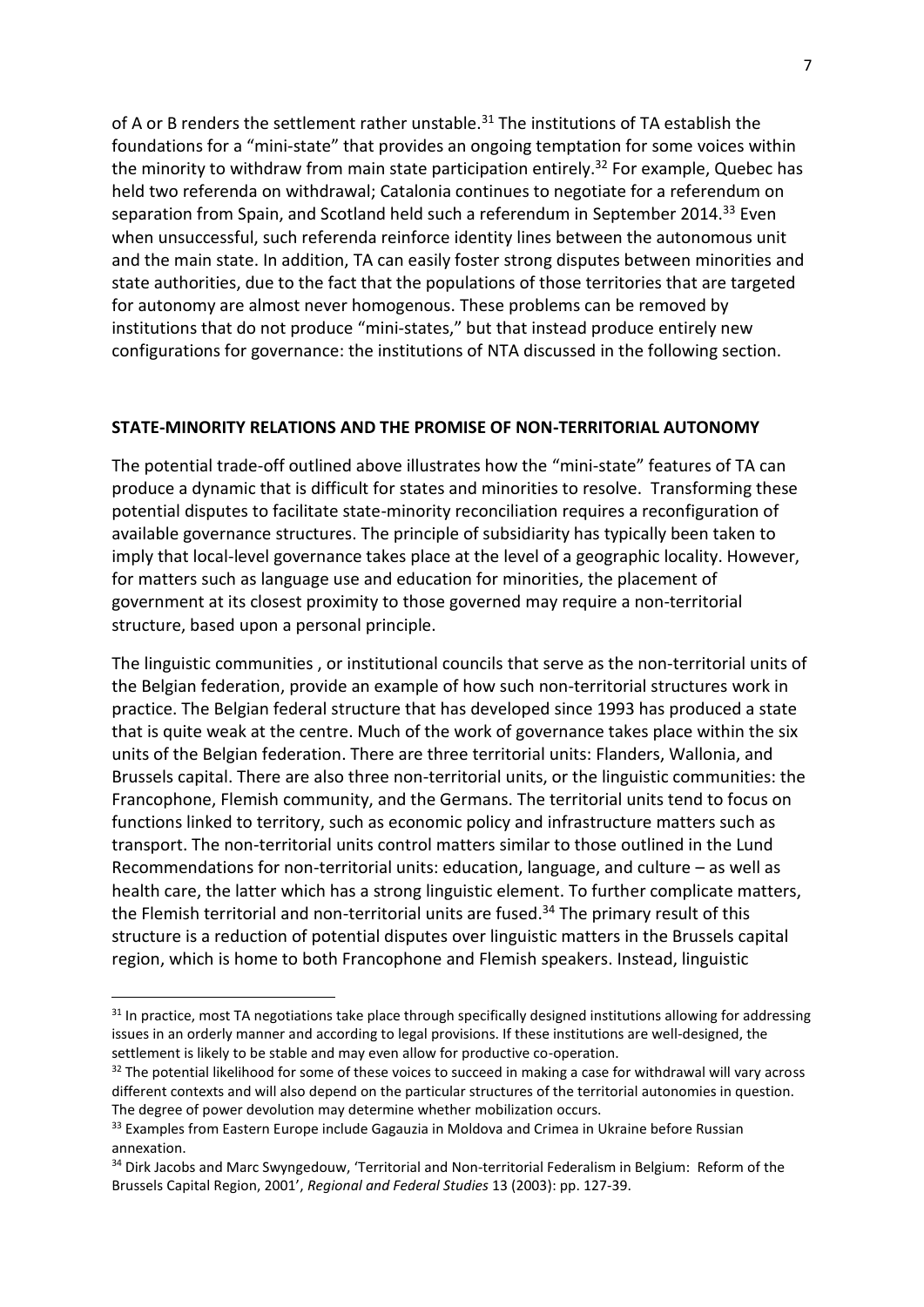of A or B renders the settlement rather unstable.[31] The institutions of TA establish the foundations for a "mini-state" that provides an ongoing temptation for some voices within the minority to withdraw from main state participation entirely.[32] For example, Quebec has held two referenda on withdrawal; Catalonia continues to negotiate for a referendum on separation from Spain, and Scotland held such a referendum in September 2014.[33] Even when unsuccessful, such referenda reinforce identity lines between the autonomous unit and the main state. In addition, TA can easily foster strong disputes between minorities and state authorities, due to the fact that the populations of those territories that are targeted for autonomy are almost never homogenous. These problems can be removed by institutions that do not produce "mini-states," but that instead produce entirely new configurations for governance: the institutions of NTA discussed in the following section.

## STATE-MINORITY RELATIONS AND THE PROMISE OF NON-TERRITORIAL AUTONOMY

The potential trade-off outlined above illustrates how the "mini-state" features of TA can produce a dynamic that is difficult for states and minorities to resolve. Transforming these potential disputes to facilitate state-minority reconciliation requires a reconfiguration of available governance structures. The principle of subsidiarity has typically been taken to imply that local-level governance takes place at the level of a geographic locality. However, for matters such as language use and education for minorities, the placement of government at its closest proximity to those governed may require a non-territorial structure, based upon a personal principle.

The linguistic communities , or institutional councils that serve as the non-territorial units of the Belgian federation, provide an example of how such non-territorial structures work in practice. The Belgian federal structure that has developed since 1993 has produced a state that is quite weak at the centre. Much of the work of governance takes place within the six units of the Belgian federation. There are three territorial units: Flanders, Wallonia, and Brussels capital. There are also three non-territorial units, or the linguistic communities: the Francophone, Flemish community, and the Germans. The territorial units tend to focus on functions linked to territory, such as economic policy and infrastructure matters such as transport. The non-territorial units control matters similar to those outlined in the Lund Recommendations for non-territorial units: education, language, and culture – as well as health care, the latter which has a strong linguistic element. To further complicate matters, the Flemish territorial and non-territorial units are fused.[34] The primary result of this structure is a reduction of potential disputes over linguistic matters in the Brussels capital region, which is home to both Francophone and Flemish speakers. Instead, linguistic

---

[31] In practice, most TA negotiations take place through specifically designed institutions allowing for addressing issues in an orderly manner and according to legal provisions. If these institutions are well-designed, the settlement is likely to be stable and may even allow for productive co-operation.

[32] The potential likelihood for some of these voices to succeed in making a case for withdrawal will vary across different contexts and will also depend on the particular structures of the territorial autonomies in question. The degree of power devolution may determine whether mobilization occurs.

[33] Examples from Eastern Europe include Gagauzia in Moldova and Crimea in Ukraine before Russian annexation.

[34] Dirk Jacobs and Marc Swyngedouw, 'Territorial and Non-territorial Federalism in Belgium: Reform of the Brussels Capital Region, 2001', *Regional and Federal Studies* 13 (2003): pp. 127-39.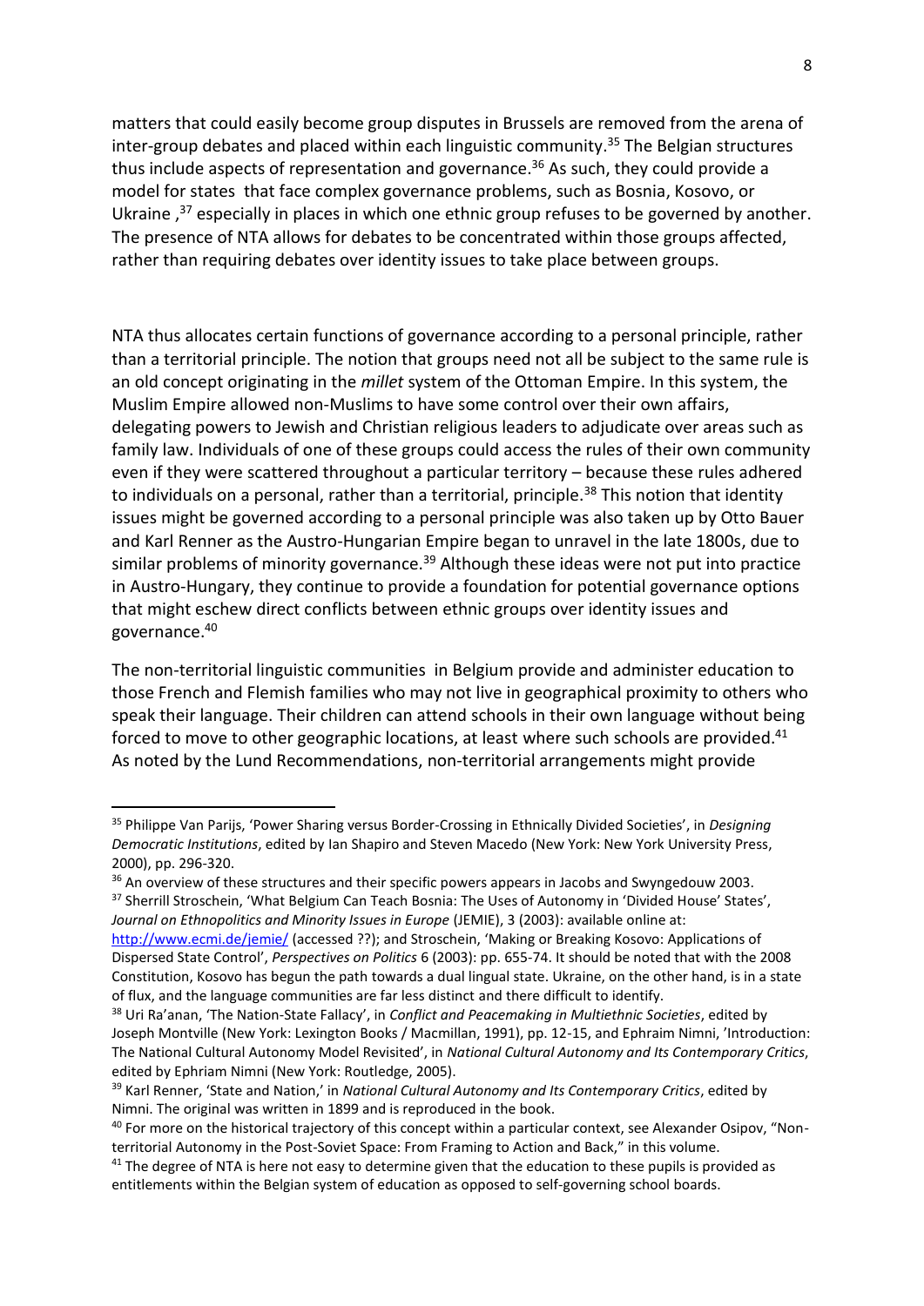matters that could easily become group disputes in Brussels are removed from the arena of inter-group debates and placed within each linguistic community.[35] The Belgian structures thus include aspects of representation and governance.[36] As such, they could provide a model for states that face complex governance problems, such as Bosnia, Kosovo, or Ukraine ,[37] especially in places in which one ethnic group refuses to be governed by another. The presence of NTA allows for debates to be concentrated within those groups affected, rather than requiring debates over identity issues to take place between groups.

NTA thus allocates certain functions of governance according to a personal principle, rather than a territorial principle. The notion that groups need not all be subject to the same rule is an old concept originating in the *millet* system of the Ottoman Empire. In this system, the Muslim Empire allowed non-Muslims to have some control over their own affairs, delegating powers to Jewish and Christian religious leaders to adjudicate over areas such as family law. Individuals of one of these groups could access the rules of their own community even if they were scattered throughout a particular territory – because these rules adhered to individuals on a personal, rather than a territorial, principle.[38] This notion that identity issues might be governed according to a personal principle was also taken up by Otto Bauer and Karl Renner as the Austro-Hungarian Empire began to unravel in the late 1800s, due to similar problems of minority governance.[39] Although these ideas were not put into practice in Austro-Hungary, they continue to provide a foundation for potential governance options that might eschew direct conflicts between ethnic groups over identity issues and governance.[40]

The non-territorial linguistic communities in Belgium provide and administer education to those French and Flemish families who may not live in geographical proximity to others who speak their language. Their children can attend schools in their own language without being forced to move to other geographic locations, at least where such schools are provided.[41] As noted by the Lund Recommendations, non-territorial arrangements might provide

---

[35] Philippe Van Parijs, 'Power Sharing versus Border-Crossing in Ethnically Divided Societies', in *Designing Democratic Institutions*, edited by Ian Shapiro and Steven Macedo (New York: New York University Press, 2000), pp. 296-320.

[36] An overview of these structures and their specific powers appears in Jacobs and Swyngedouw 2003.

[37] Sherrill Stroschein, 'What Belgium Can Teach Bosnia: The Uses of Autonomy in 'Divided House' States', *Journal on Ethnopolitics and Minority Issues in Europe* (JEMIE), 3 (2003): available online at: http://www.ecmi.de/jemie/ (accessed ??); and Stroschein, 'Making or Breaking Kosovo: Applications of Dispersed State Control', *Perspectives on Politics* 6 (2003): pp. 655-74. It should be noted that with the 2008 Constitution, Kosovo has begun the path towards a dual lingual state. Ukraine, on the other hand, is in a state of flux, and the language communities are far less distinct and there difficult to identify.

[38] Uri Ra'anan, 'The Nation-State Fallacy', in *Conflict and Peacemaking in Multiethnic Societies*, edited by Joseph Montville (New York: Lexington Books / Macmillan, 1991), pp. 12-15, and Ephraim Nimni, 'Introduction: The National Cultural Autonomy Model Revisited', in *National Cultural Autonomy and Its Contemporary Critics*, edited by Ephriam Nimni (New York: Routledge, 2005).

[39] Karl Renner, 'State and Nation,' in *National Cultural Autonomy and Its Contemporary Critics*, edited by Nimni. The original was written in 1899 and is reproduced in the book.

[40] For more on the historical trajectory of this concept within a particular context, see Alexander Osipov, "Non-territorial Autonomy in the Post-Soviet Space: From Framing to Action and Back," in this volume.

[41] The degree of NTA is here not easy to determine given that the education to these pupils is provided as entitlements within the Belgian system of education as opposed to self-governing school boards.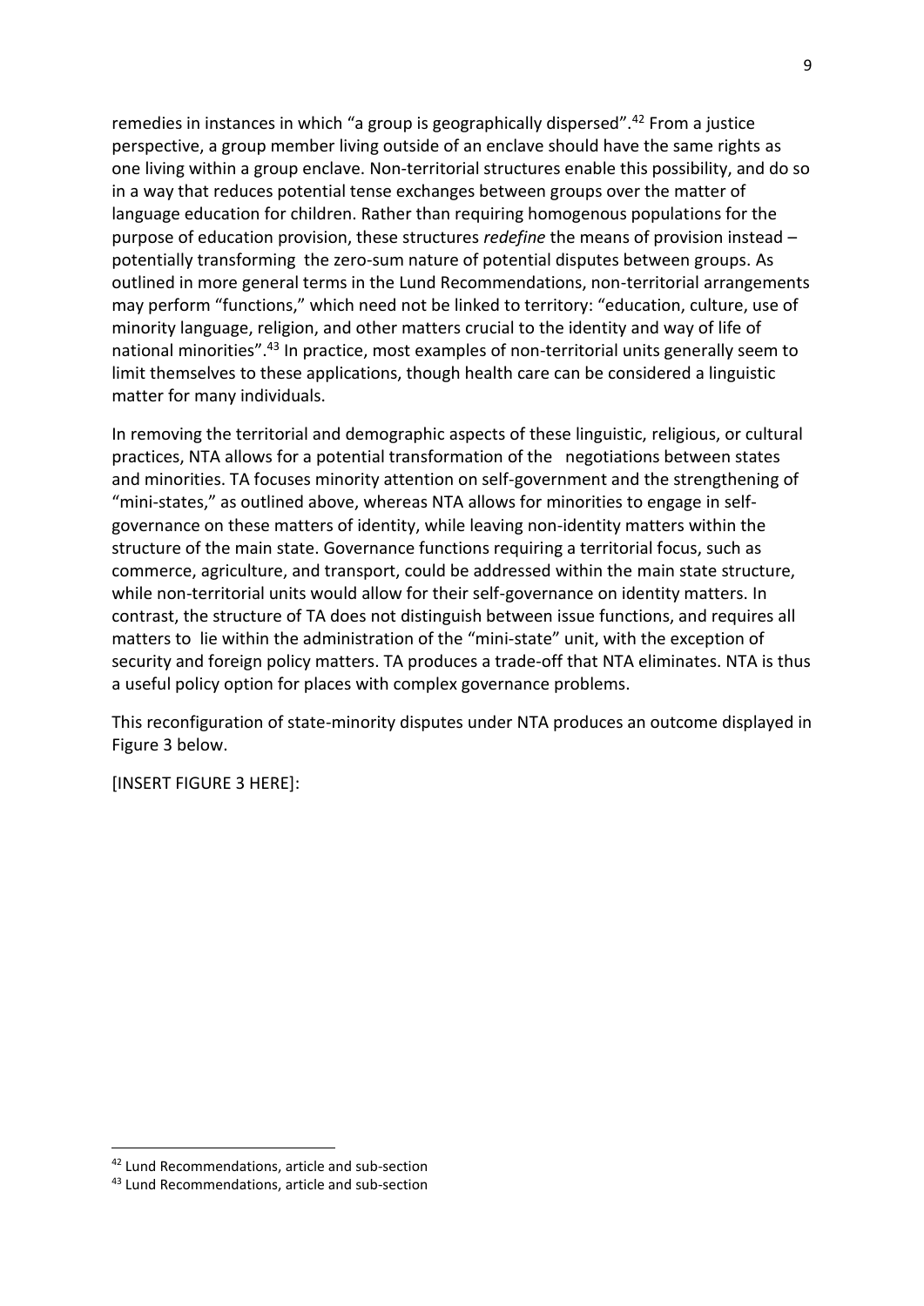remedies in instances in which "a group is geographically dispersed".[42] From a justice perspective, a group member living outside of an enclave should have the same rights as one living within a group enclave. Non-territorial structures enable this possibility, and do so in a way that reduces potential tense exchanges between groups over the matter of language education for children. Rather than requiring homogenous populations for the purpose of education provision, these structures *redefine* the means of provision instead – potentially transforming the zero-sum nature of potential disputes between groups. As outlined in more general terms in the Lund Recommendations, non-territorial arrangements may perform "functions," which need not be linked to territory: "education, culture, use of minority language, religion, and other matters crucial to the identity and way of life of national minorities".[43] In practice, most examples of non-territorial units generally seem to limit themselves to these applications, though health care can be considered a linguistic matter for many individuals.

In removing the territorial and demographic aspects of these linguistic, religious, or cultural practices, NTA allows for a potential transformation of the negotiations between states and minorities. TA focuses minority attention on self-government and the strengthening of "mini-states," as outlined above, whereas NTA allows for minorities to engage in self-governance on these matters of identity, while leaving non-identity matters within the structure of the main state. Governance functions requiring a territorial focus, such as commerce, agriculture, and transport, could be addressed within the main state structure, while non-territorial units would allow for their self-governance on identity matters. In contrast, the structure of TA does not distinguish between issue functions, and requires all matters to lie within the administration of the "mini-state" unit, with the exception of security and foreign policy matters. TA produces a trade-off that NTA eliminates. NTA is thus a useful policy option for places with complex governance problems.

This reconfiguration of state-minority disputes under NTA produces an outcome displayed in Figure 3 below.

[INSERT FIGURE 3 HERE]:

[42] Lund Recommendations, article and sub-section

[43] Lund Recommendations, article and sub-section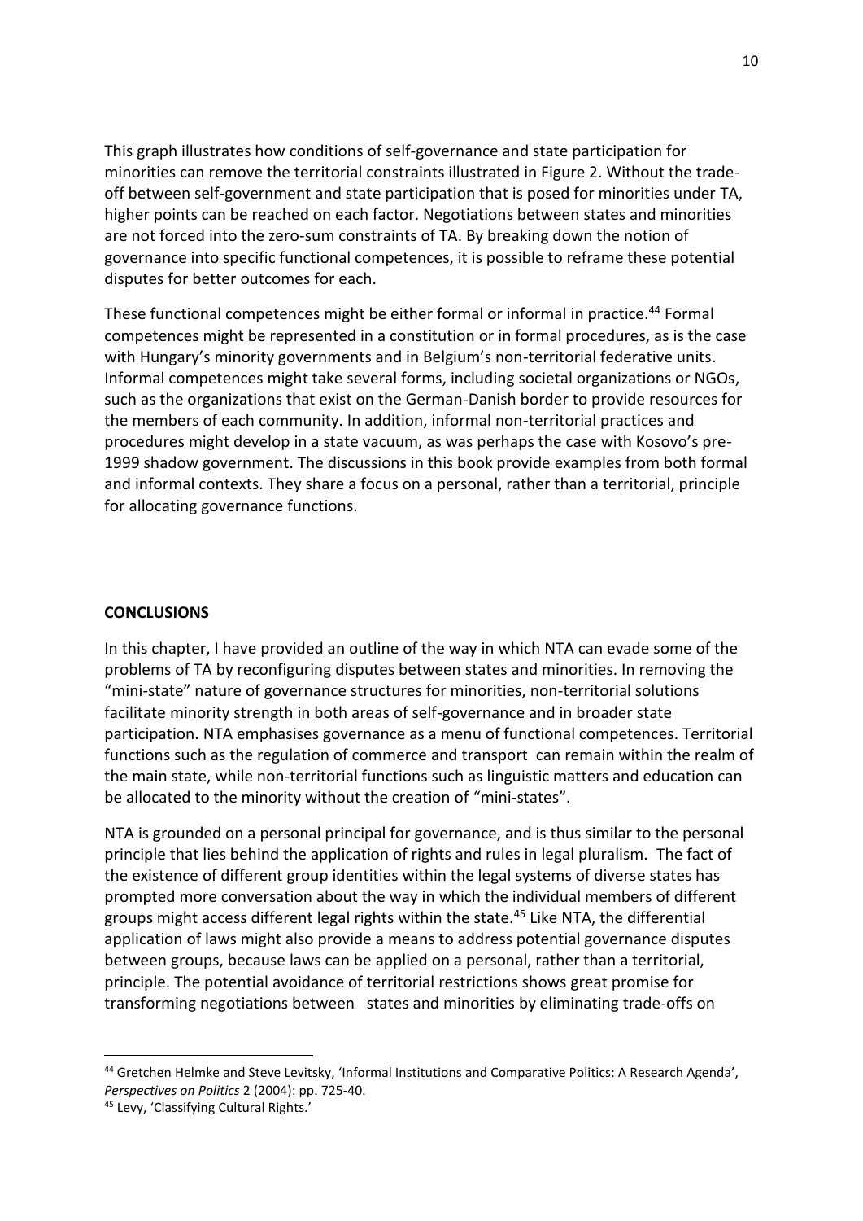This graph illustrates how conditions of self-governance and state participation for minorities can remove the territorial constraints illustrated in Figure 2. Without the trade-off between self-government and state participation that is posed for minorities under TA, higher points can be reached on each factor. Negotiations between states and minorities are not forced into the zero-sum constraints of TA. By breaking down the notion of governance into specific functional competences, it is possible to reframe these potential disputes for better outcomes for each.

These functional competences might be either formal or informal in practice.[44] Formal competences might be represented in a constitution or in formal procedures, as is the case with Hungary's minority governments and in Belgium's non-territorial federative units. Informal competences might take several forms, including societal organizations or NGOs, such as the organizations that exist on the German-Danish border to provide resources for the members of each community. In addition, informal non-territorial practices and procedures might develop in a state vacuum, as was perhaps the case with Kosovo's pre-1999 shadow government. The discussions in this book provide examples from both formal and informal contexts. They share a focus on a personal, rather than a territorial, principle for allocating governance functions.

## CONCLUSIONS

In this chapter, I have provided an outline of the way in which NTA can evade some of the problems of TA by reconfiguring disputes between states and minorities. In removing the "mini-state" nature of governance structures for minorities, non-territorial solutions facilitate minority strength in both areas of self-governance and in broader state participation. NTA emphasises governance as a menu of functional competences. Territorial functions such as the regulation of commerce and transport can remain within the realm of the main state, while non-territorial functions such as linguistic matters and education can be allocated to the minority without the creation of "mini-states".

NTA is grounded on a personal principal for governance, and is thus similar to the personal principle that lies behind the application of rights and rules in legal pluralism. The fact of the existence of different group identities within the legal systems of diverse states has prompted more conversation about the way in which the individual members of different groups might access different legal rights within the state.[45] Like NTA, the differential application of laws might also provide a means to address potential governance disputes between groups, because laws can be applied on a personal, rather than a territorial, principle. The potential avoidance of territorial restrictions shows great promise for transforming negotiations between states and minorities by eliminating trade-offs on

---

[44] Gretchen Helmke and Steve Levitsky, 'Informal Institutions and Comparative Politics: A Research Agenda', *Perspectives on Politics* 2 (2004): pp. 725-40.

[45] Levy, 'Classifying Cultural Rights.'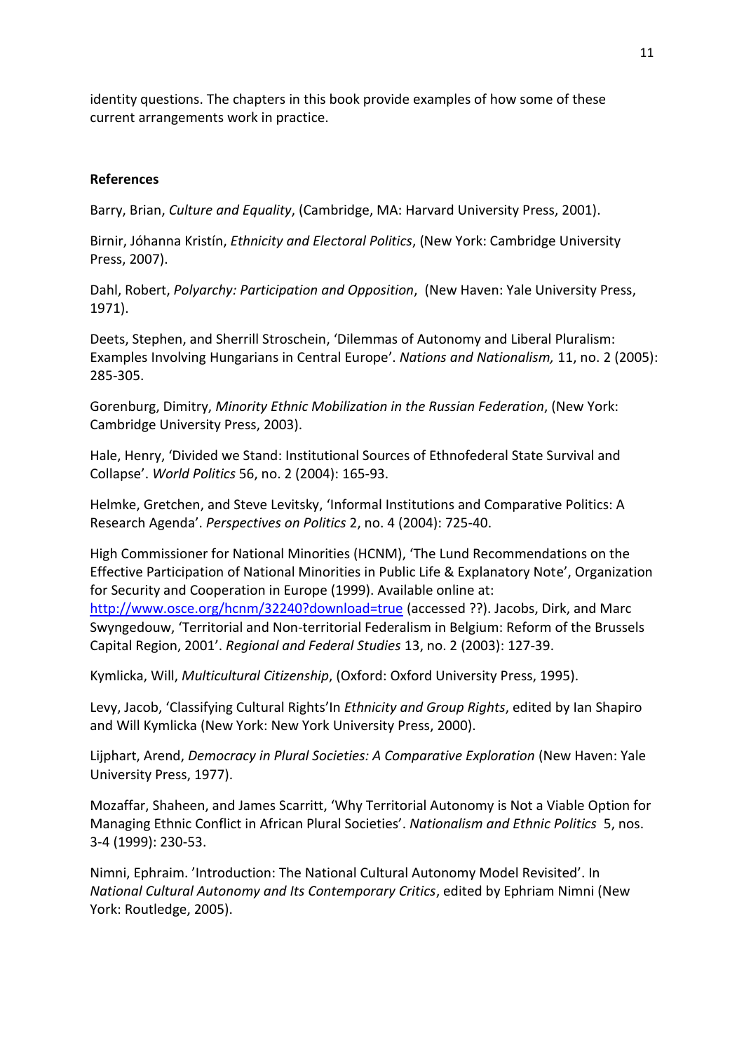identity questions. The chapters in this book provide examples of how some of these current arrangements work in practice.

**References**

Barry, Brian, *Culture and Equality*, (Cambridge, MA: Harvard University Press, 2001).

Birnir, Jóhanna Kristín, *Ethnicity and Electoral Politics*, (New York: Cambridge University Press, 2007).

Dahl, Robert, *Polyarchy: Participation and Opposition*, (New Haven: Yale University Press, 1971).

Deets, Stephen, and Sherrill Stroschein, 'Dilemmas of Autonomy and Liberal Pluralism: Examples Involving Hungarians in Central Europe'. *Nations and Nationalism,* 11, no. 2 (2005): 285-305.

Gorenburg, Dimitry, *Minority Ethnic Mobilization in the Russian Federation*, (New York: Cambridge University Press, 2003).

Hale, Henry, 'Divided we Stand: Institutional Sources of Ethnofederal State Survival and Collapse'. *World Politics* 56, no. 2 (2004): 165-93.

Helmke, Gretchen, and Steve Levitsky, 'Informal Institutions and Comparative Politics: A Research Agenda'. *Perspectives on Politics* 2, no. 4 (2004): 725-40.

High Commissioner for National Minorities (HCNM), 'The Lund Recommendations on the Effective Participation of National Minorities in Public Life & Explanatory Note', Organization for Security and Cooperation in Europe (1999). Available online at: http://www.osce.org/hcnm/32240?download=true (accessed ??). Jacobs, Dirk, and Marc Swyngedouw, 'Territorial and Non-territorial Federalism in Belgium: Reform of the Brussels Capital Region, 2001'. *Regional and Federal Studies* 13, no. 2 (2003): 127-39.

Kymlicka, Will, *Multicultural Citizenship*, (Oxford: Oxford University Press, 1995).

Levy, Jacob, 'Classifying Cultural Rights'In *Ethnicity and Group Rights*, edited by Ian Shapiro and Will Kymlicka (New York: New York University Press, 2000).

Lijphart, Arend, *Democracy in Plural Societies: A Comparative Exploration* (New Haven: Yale University Press, 1977).

Mozaffar, Shaheen, and James Scarritt, 'Why Territorial Autonomy is Not a Viable Option for Managing Ethnic Conflict in African Plural Societies'. *Nationalism and Ethnic Politics* 5, nos. 3-4 (1999): 230-53.

Nimni, Ephraim. 'Introduction: The National Cultural Autonomy Model Revisited'. In *National Cultural Autonomy and Its Contemporary Critics*, edited by Ephriam Nimni (New York: Routledge, 2005).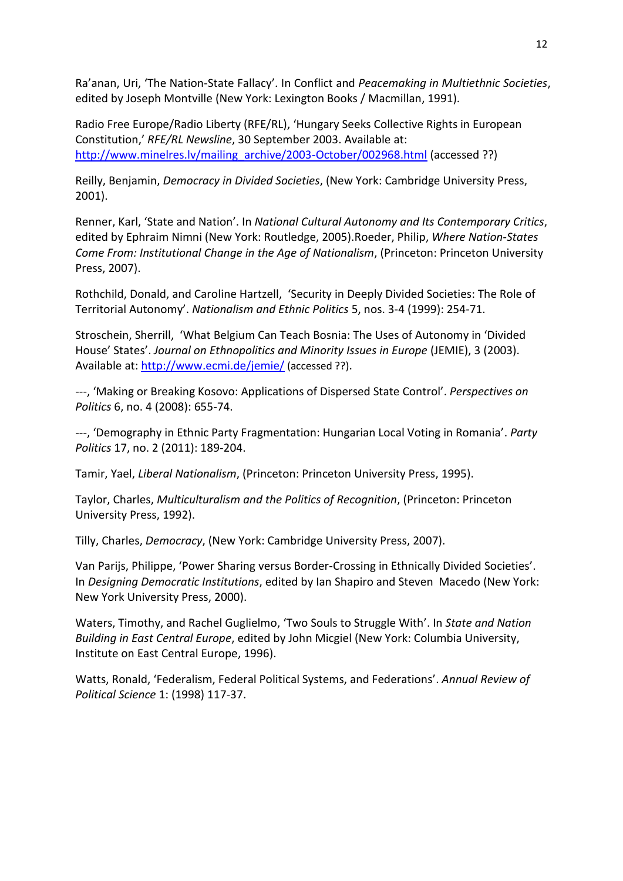Ra'anan, Uri, 'The Nation-State Fallacy'. In Conflict and *Peacemaking in Multiethnic Societies*, edited by Joseph Montville (New York: Lexington Books / Macmillan, 1991).

Radio Free Europe/Radio Liberty (RFE/RL), 'Hungary Seeks Collective Rights in European Constitution,' *RFE/RL Newsline*, 30 September 2003. Available at: http://www.minelres.lv/mailing_archive/2003-October/002968.html (accessed ??)

Reilly, Benjamin, *Democracy in Divided Societies*, (New York: Cambridge University Press, 2001).

Renner, Karl, 'State and Nation'. In *National Cultural Autonomy and Its Contemporary Critics*, edited by Ephraim Nimni (New York: Routledge, 2005).Roeder, Philip, *Where Nation-States Come From: Institutional Change in the Age of Nationalism*, (Princeton: Princeton University Press, 2007).

Rothchild, Donald, and Caroline Hartzell, 'Security in Deeply Divided Societies: The Role of Territorial Autonomy'. *Nationalism and Ethnic Politics* 5, nos. 3-4 (1999): 254-71.

Stroschein, Sherrill, 'What Belgium Can Teach Bosnia: The Uses of Autonomy in 'Divided House' States'. *Journal on Ethnopolitics and Minority Issues in Europe* (JEMIE), 3 (2003). Available at: http://www.ecmi.de/jemie/ (accessed ??).

---, 'Making or Breaking Kosovo: Applications of Dispersed State Control'. *Perspectives on Politics* 6, no. 4 (2008): 655-74.

---, 'Demography in Ethnic Party Fragmentation: Hungarian Local Voting in Romania'. *Party Politics* 17, no. 2 (2011): 189-204.

Tamir, Yael, *Liberal Nationalism*, (Princeton: Princeton University Press, 1995).

Taylor, Charles, *Multiculturalism and the Politics of Recognition*, (Princeton: Princeton University Press, 1992).

Tilly, Charles, *Democracy*, (New York: Cambridge University Press, 2007).

Van Parijs, Philippe, 'Power Sharing versus Border-Crossing in Ethnically Divided Societies'. In *Designing Democratic Institutions*, edited by Ian Shapiro and Steven Macedo (New York: New York University Press, 2000).

Waters, Timothy, and Rachel Guglielmo, 'Two Souls to Struggle With'. In *State and Nation Building in East Central Europe*, edited by John Micgiel (New York: Columbia University, Institute on East Central Europe, 1996).

Watts, Ronald, 'Federalism, Federal Political Systems, and Federations'. *Annual Review of Political Science* 1: (1998) 117-37.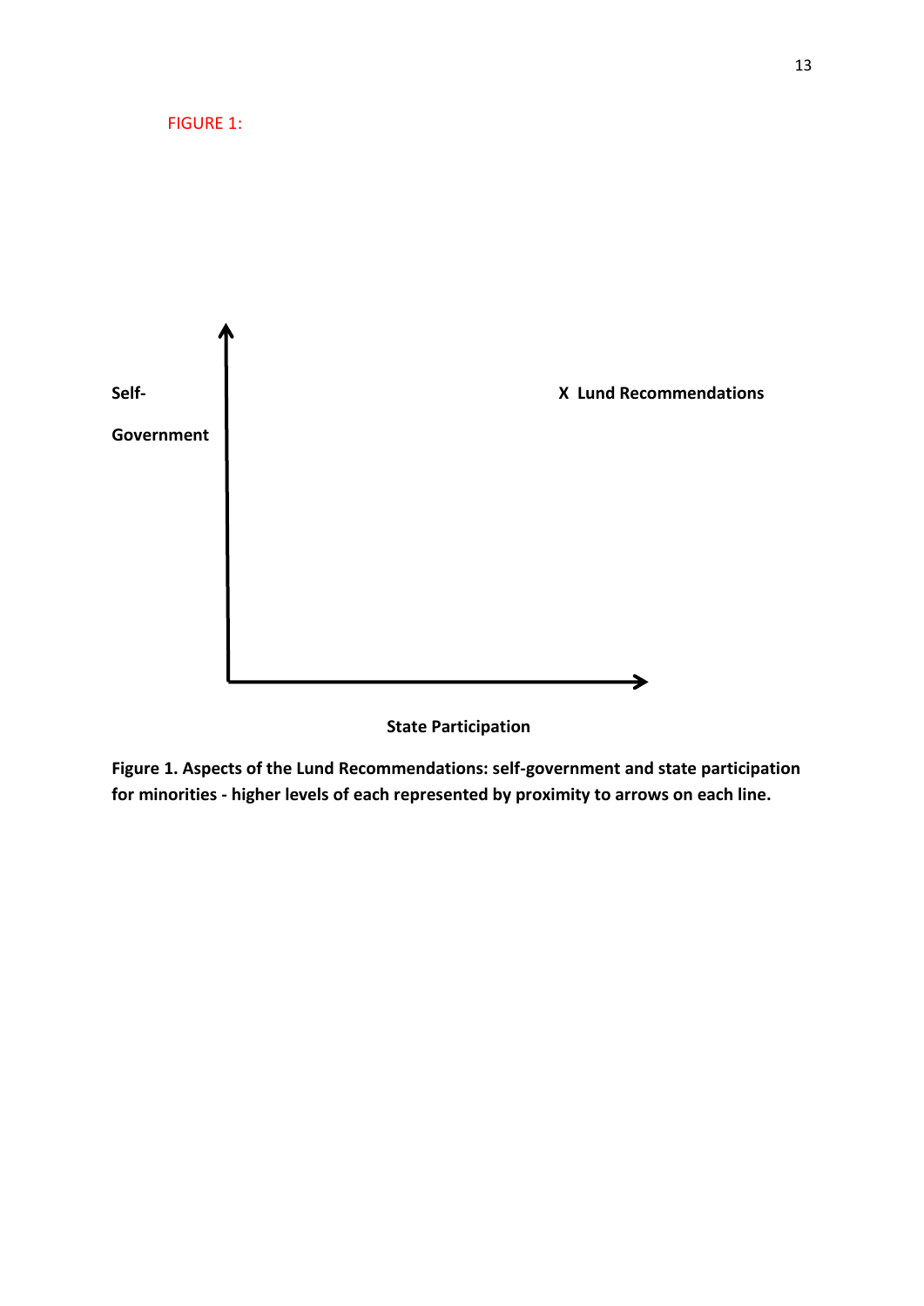FIGURE 1:

Self-

Government

X Lund Recommendations

State Participation

**Figure 1. Aspects of the Lund Recommendations: self-government and state participation for minorities - higher levels of each represented by proximity to arrows on each line.**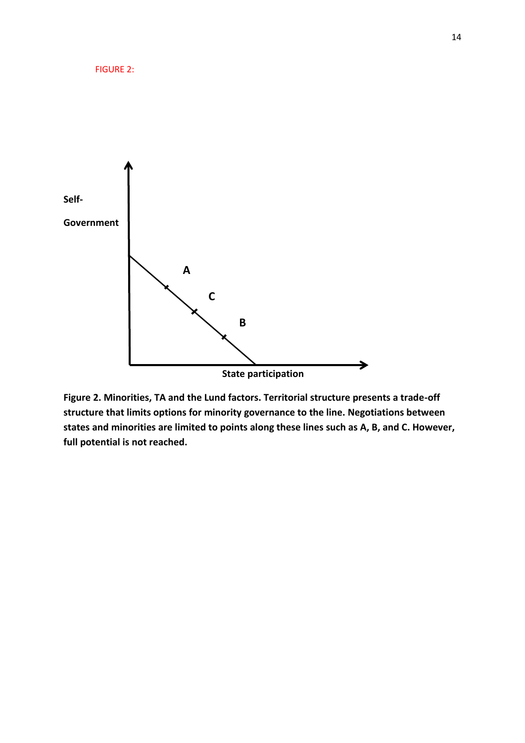FIGURE 2:

**Figure 2. Minorities, TA and the Lund factors. Territorial structure presents a trade-off structure that limits options for minority governance to the line. Negotiations between states and minorities are limited to points along these lines such as A, B, and C. However, full potential is not reached.**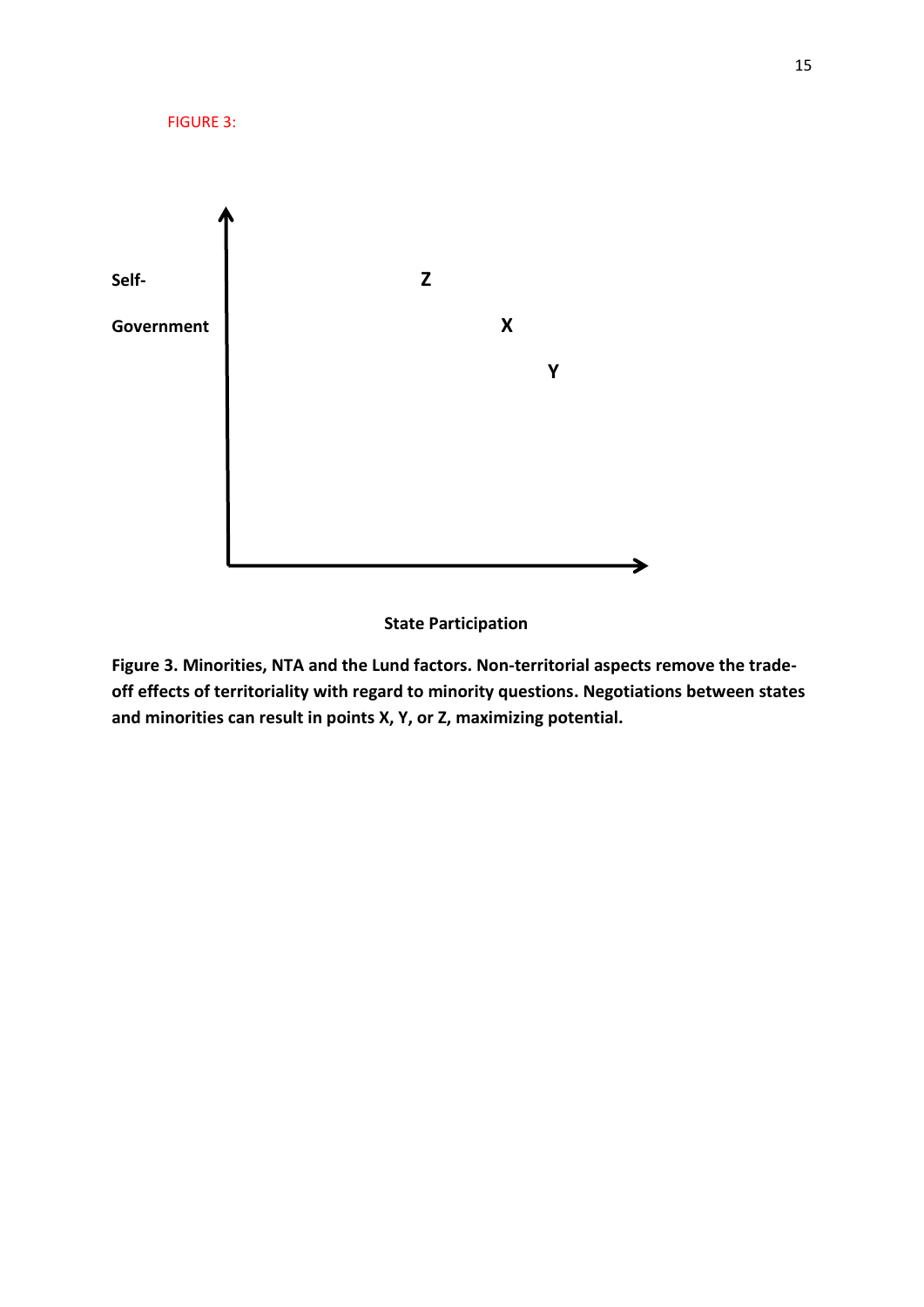FIGURE 3:

Self-

Government

Z

X

Y

State Participation

**Figure 3. Minorities, NTA and the Lund factors. Non-territorial aspects remove the trade-off effects of territoriality with regard to minority questions. Negotiations between states and minorities can result in points X, Y, or Z, maximizing potential.**